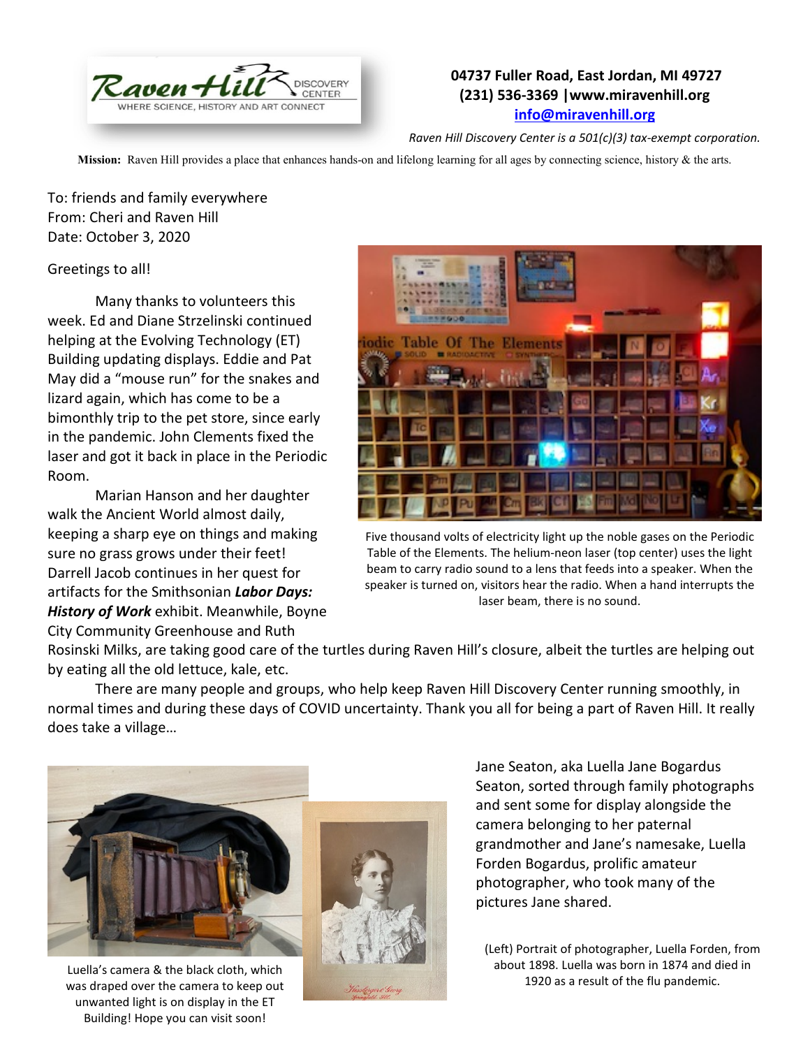Raven Hill DISCOVERY CENTER

WHERE SCIENCE, HISTORY AND ART CONNECT

**04737 Fuller Road, East Jordan, MI 49727**
**(231) 536-3369 |www.miravenhill.org**
**info@miravenhill.org**

*Raven Hill Discovery Center is a 501(c)(3) tax-exempt corporation.*

**Mission:** Raven Hill provides a place that enhances hands-on and lifelong learning for all ages by connecting science, history & the arts.

To: friends and family everywhere
From: Cheri and Raven Hill
Date: October 3, 2020

Greetings to all!

Many thanks to volunteers this week. Ed and Diane Strzelinski continued helping at the Evolving Technology (ET) Building updating displays. Eddie and Pat May did a "mouse run" for the snakes and lizard again, which has come to be a bimonthly trip to the pet store, since early in the pandemic. John Clements fixed the laser and got it back in place in the Periodic Room.

Marian Hanson and her daughter walk the Ancient World almost daily, keeping a sharp eye on things and making sure no grass grows under their feet! Darrell Jacob continues in her quest for artifacts for the Smithsonian ***Labor Days: History of Work*** exhibit. Meanwhile, Boyne City Community Greenhouse and Ruth Rosinski Milks, are taking good care of the turtles during Raven Hill's closure, albeit the turtles are helping out by eating all the old lettuce, kale, etc.

Five thousand volts of electricity light up the noble gases on the Periodic Table of the Elements. The helium-neon laser (top center) uses the light beam to carry radio sound to a lens that feeds into a speaker. When the speaker is turned on, visitors hear the radio. When a hand interrupts the laser beam, there is no sound.

There are many people and groups, who help keep Raven Hill Discovery Center running smoothly, in normal times and during these days of COVID uncertainty. Thank you all for being a part of Raven Hill. It really does take a village…

Jane Seaton, aka Luella Jane Bogardus Seaton, sorted through family photographs and sent some for display alongside the camera belonging to her paternal grandmother and Jane's namesake, Luella Forden Bogardus, prolific amateur photographer, who took many of the pictures Jane shared.

Luella's camera & the black cloth, which was draped over the camera to keep out unwanted light is on display in the ET Building! Hope you can visit soon!

(Left) Portrait of photographer, Luella Forden, from about 1898. Luella was born in 1874 and died in 1920 as a result of the flu pandemic.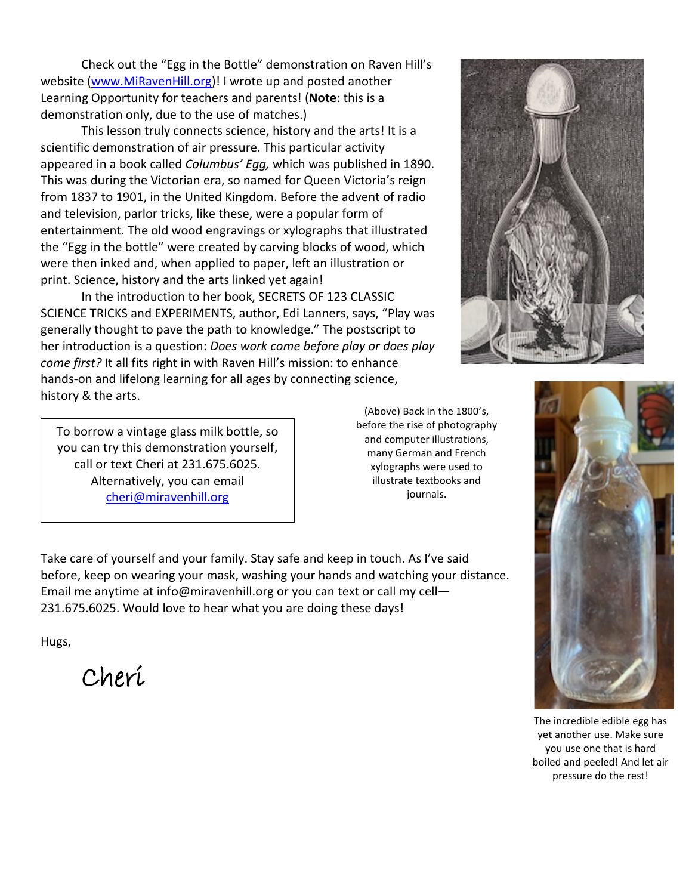Check out the "Egg in the Bottle" demonstration on Raven Hill's website ([www.MiRavenHill.org](http://www.MiRavenHill.org))! I wrote up and posted another Learning Opportunity for teachers and parents! (**Note**: this is a demonstration only, due to the use of matches.)

This lesson truly connects science, history and the arts! It is a scientific demonstration of air pressure. This particular activity appeared in a book called *Columbus' Egg,* which was published in 1890. This was during the Victorian era, so named for Queen Victoria's reign from 1837 to 1901, in the United Kingdom. Before the advent of radio and television, parlor tricks, like these, were a popular form of entertainment. The old wood engravings or xylographs that illustrated the "Egg in the bottle" were created by carving blocks of wood, which were then inked and, when applied to paper, left an illustration or print. Science, history and the arts linked yet again!

In the introduction to her book, SECRETS OF 123 CLASSIC SCIENCE TRICKS and EXPERIMENTS, author, Edi Lanners, says, "Play was generally thought to pave the path to knowledge." The postscript to her introduction is a question: *Does work come before play or does play come first?* It all fits right in with Raven Hill's mission: to enhance hands-on and lifelong learning for all ages by connecting science, history & the arts.

(Above) Back in the 1800's, before the rise of photography and computer illustrations, many German and French xylographs were used to illustrate textbooks and journals.

> To borrow a vintage glass milk bottle, so you can try this demonstration yourself, call or text Cheri at 231.675.6025. Alternatively, you can email [cheri@miravenhill.org](mailto:cheri@miravenhill.org)

The incredible edible egg has yet another use. Make sure you use one that is hard boiled and peeled! And let air pressure do the rest!

Take care of yourself and your family. Stay safe and keep in touch. As I've said before, keep on wearing your mask, washing your hands and watching your distance. Email me anytime at info@miravenhill.org or you can text or call my cell—231.675.6025. Would love to hear what you are doing these days!

Hugs,

Cheri